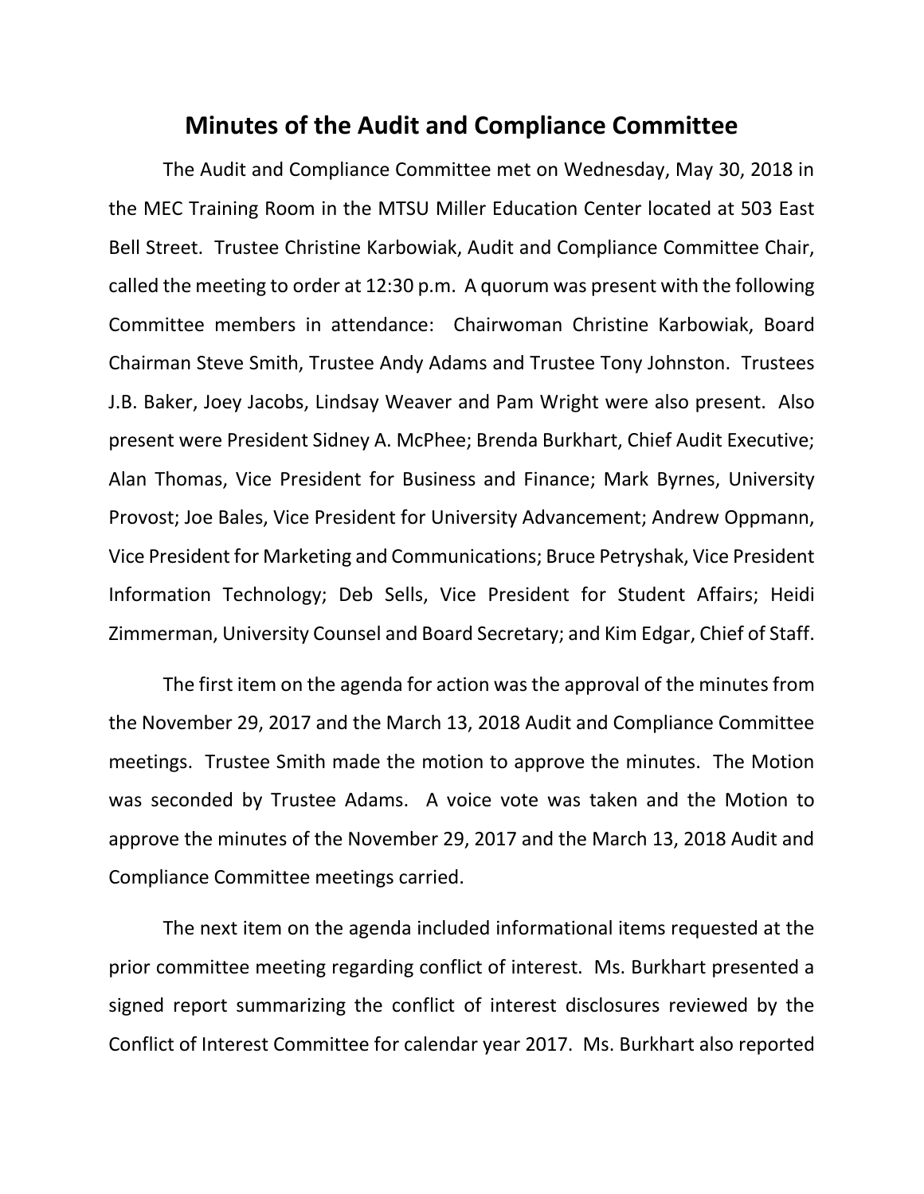# Minutes of the Audit and Compliance Committee

The Audit and Compliance Committee met on Wednesday, May 30, 2018 in the MEC Training Room in the MTSU Miller Education Center located at 503 East Bell Street. Trustee Christine Karbowiak, Audit and Compliance Committee Chair, called the meeting to order at 12:30 p.m. A quorum was present with the following Committee members in attendance: Chairwoman Christine Karbowiak, Board Chairman Steve Smith, Trustee Andy Adams and Trustee Tony Johnston. Trustees J.B. Baker, Joey Jacobs, Lindsay Weaver and Pam Wright were also present. Also present were President Sidney A. McPhee; Brenda Burkhart, Chief Audit Executive; Alan Thomas, Vice President for Business and Finance; Mark Byrnes, University Provost; Joe Bales, Vice President for University Advancement; Andrew Oppmann, Vice President for Marketing and Communications; Bruce Petryshak, Vice President Information Technology; Deb Sells, Vice President for Student Affairs; Heidi Zimmerman, University Counsel and Board Secretary; and Kim Edgar, Chief of Staff.

The first item on the agenda for action was the approval of the minutes from the November 29, 2017 and the March 13, 2018 Audit and Compliance Committee meetings. Trustee Smith made the motion to approve the minutes. The Motion was seconded by Trustee Adams. A voice vote was taken and the Motion to approve the minutes of the November 29, 2017 and the March 13, 2018 Audit and Compliance Committee meetings carried.

The next item on the agenda included informational items requested at the prior committee meeting regarding conflict of interest. Ms. Burkhart presented a signed report summarizing the conflict of interest disclosures reviewed by the Conflict of Interest Committee for calendar year 2017. Ms. Burkhart also reported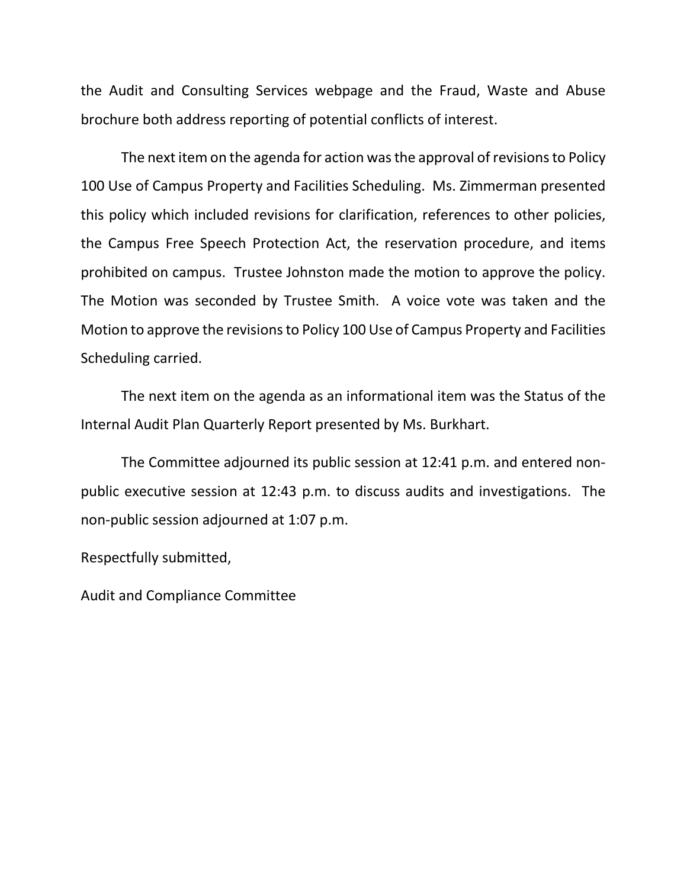the Audit and Consulting Services webpage and the Fraud, Waste and Abuse brochure both address reporting of potential conflicts of interest.

The next item on the agenda for action was the approval of revisions to Policy 100 Use of Campus Property and Facilities Scheduling. Ms. Zimmerman presented this policy which included revisions for clarification, references to other policies, the Campus Free Speech Protection Act, the reservation procedure, and items prohibited on campus. Trustee Johnston made the motion to approve the policy. The Motion was seconded by Trustee Smith. A voice vote was taken and the Motion to approve the revisions to Policy 100 Use of Campus Property and Facilities Scheduling carried.

The next item on the agenda as an informational item was the Status of the Internal Audit Plan Quarterly Report presented by Ms. Burkhart.

The Committee adjourned its public session at 12:41 p.m. and entered non-public executive session at 12:43 p.m. to discuss audits and investigations. The non-public session adjourned at 1:07 p.m.

Respectfully submitted,

Audit and Compliance Committee